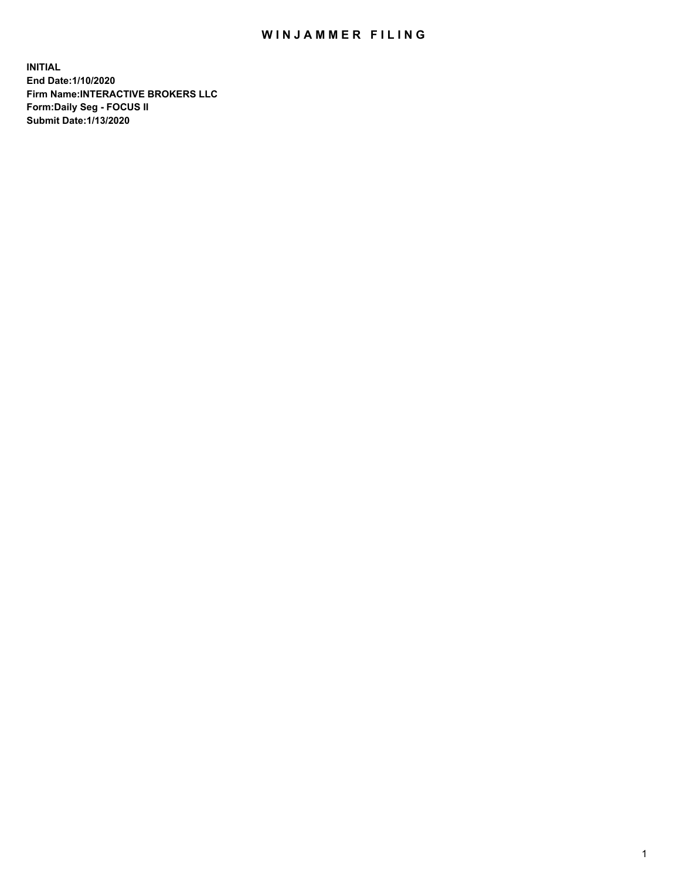# WINJAMMER FILING

**INITIAL**
**End Date:1/10/2020**
**Firm Name:INTERACTIVE BROKERS LLC**
**Form:Daily Seg - FOCUS II**
**Submit Date:1/13/2020**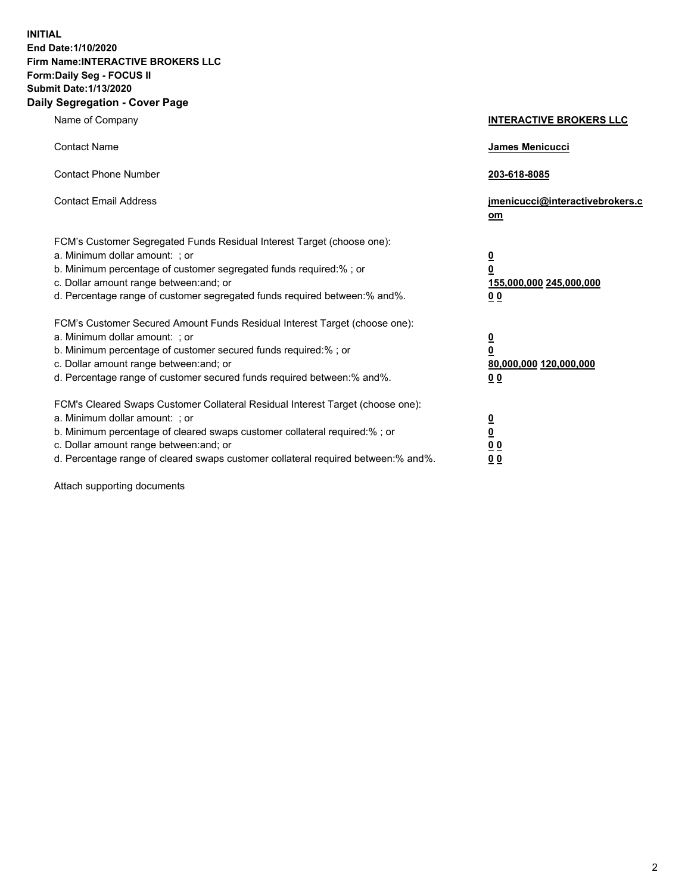**INITIAL**
**End Date:1/10/2020**
**Firm Name:INTERACTIVE BROKERS LLC**
**Form:Daily Seg - FOCUS II**
**Submit Date:1/13/2020**

## Daily Segregation - Cover Page

| | |
|---|---|
| Name of Company | **INTERACTIVE BROKERS LLC** |
| Contact Name | **James Menicucci** |
| Contact Phone Number | **203-618-8085** |
| Contact Email Address | **jmenicucci@interactivebrokers.com** |

| | |
|---|---|
| FCM's Customer Segregated Funds Residual Interest Target (choose one): | |
| a. Minimum dollar amount: ; or | **0** |
| b. Minimum percentage of customer segregated funds required:% ; or | **0** |
| c. Dollar amount range between:and; or | **155,000,000 245,000,000** |
| d. Percentage range of customer segregated funds required between:% and%. | **0 0** |
| FCM's Customer Secured Amount Funds Residual Interest Target (choose one): | |
| a. Minimum dollar amount: ; or | **0** |
| b. Minimum percentage of customer secured funds required:% ; or | **0** |
| c. Dollar amount range between:and; or | **80,000,000 120,000,000** |
| d. Percentage range of customer secured funds required between:% and%. | **0 0** |
| FCM's Cleared Swaps Customer Collateral Residual Interest Target (choose one): | |
| a. Minimum dollar amount: ; or | **0** |
| b. Minimum percentage of cleared swaps customer collateral required:% ; or | **0** |
| c. Dollar amount range between:and; or | **0 0** |
| d. Percentage range of cleared swaps customer collateral required between:% and%. | **0 0** |

Attach supporting documents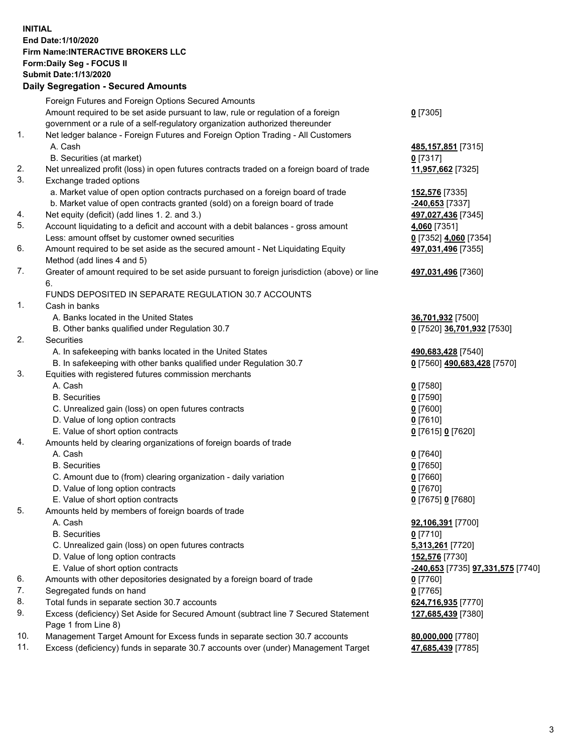**INITIAL**
**End Date:1/10/2020**
**Firm Name:INTERACTIVE BROKERS LLC**
**Form:Daily Seg - FOCUS II**
**Submit Date:1/13/2020**

### Daily Segregation - Secured Amounts

| | | |
|---|---|---|
| | Foreign Futures and Foreign Options Secured Amounts | |
| | Amount required to be set aside pursuant to law, rule or regulation of a foreign government or a rule of a self-regulatory organization authorized thereunder | **0** [7305] |
| 1. | Net ledger balance - Foreign Futures and Foreign Option Trading - All Customers | |
| | A. Cash | **485,157,851** [7315] |
| | B. Securities (at market) | **0** [7317] |
| 2. | Net unrealized profit (loss) in open futures contracts traded on a foreign board of trade | **11,957,662** [7325] |
| 3. | Exchange traded options | |
| | a. Market value of open option contracts purchased on a foreign board of trade | **152,576** [7335] |
| | b. Market value of open contracts granted (sold) on a foreign board of trade | **-240,653** [7337] |
| 4. | Net equity (deficit) (add lines 1. 2. and 3.) | **497,027,436** [7345] |
| 5. | Account liquidating to a deficit and account with a debit balances - gross amount | **4,060** [7351] |
| | Less: amount offset by customer owned securities | **0** [7352] **4,060** [7354] |
| 6. | Amount required to be set aside as the secured amount - Net Liquidating Equity Method (add lines 4 and 5) | **497,031,496** [7355] |
| 7. | Greater of amount required to be set aside pursuant to foreign jurisdiction (above) or line 6. | **497,031,496** [7360] |
| | FUNDS DEPOSITED IN SEPARATE REGULATION 30.7 ACCOUNTS | |
| 1. | Cash in banks | |
| | A. Banks located in the United States | **36,701,932** [7500] |
| | B. Other banks qualified under Regulation 30.7 | **0** [7520] **36,701,932** [7530] |
| 2. | Securities | |
| | A. In safekeeping with banks located in the United States | **490,683,428** [7540] |
| | B. In safekeeping with other banks qualified under Regulation 30.7 | **0** [7560] **490,683,428** [7570] |
| 3. | Equities with registered futures commission merchants | |
| | A. Cash | **0** [7580] |
| | B. Securities | **0** [7590] |
| | C. Unrealized gain (loss) on open futures contracts | **0** [7600] |
| | D. Value of long option contracts | **0** [7610] |
| | E. Value of short option contracts | **0** [7615] **0** [7620] |
| 4. | Amounts held by clearing organizations of foreign boards of trade | |
| | A. Cash | **0** [7640] |
| | B. Securities | **0** [7650] |
| | C. Amount due to (from) clearing organization - daily variation | **0** [7660] |
| | D. Value of long option contracts | **0** [7670] |
| | E. Value of short option contracts | **0** [7675] **0** [7680] |
| 5. | Amounts held by members of foreign boards of trade | |
| | A. Cash | **92,106,391** [7700] |
| | B. Securities | **0** [7710] |
| | C. Unrealized gain (loss) on open futures contracts | **5,313,261** [7720] |
| | D. Value of long option contracts | **152,576** [7730] |
| | E. Value of short option contracts | **-240,653** [7735] **97,331,575** [7740] |
| 6. | Amounts with other depositories designated by a foreign board of trade | **0** [7760] |
| 7. | Segregated funds on hand | **0** [7765] |
| 8. | Total funds in separate section 30.7 accounts | **624,716,935** [7770] |
| 9. | Excess (deficiency) Set Aside for Secured Amount (subtract line 7 Secured Statement Page 1 from Line 8) | **127,685,439** [7380] |
| 10. | Management Target Amount for Excess funds in separate section 30.7 accounts | **80,000,000** [7780] |
| 11. | Excess (deficiency) funds in separate 30.7 accounts over (under) Management Target | **47,685,439** [7785] |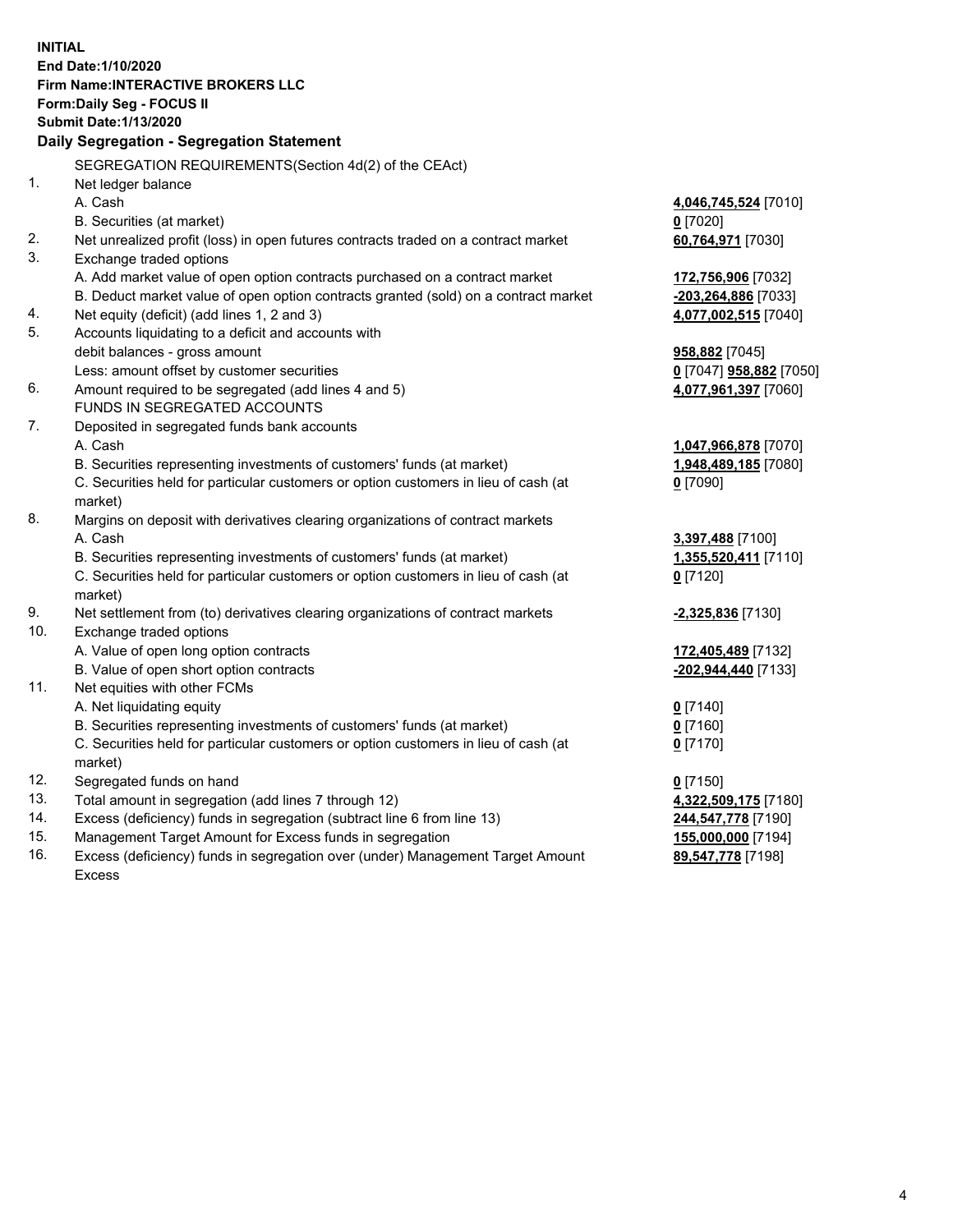**INITIAL**
**End Date:1/10/2020**
**Firm Name:INTERACTIVE BROKERS LLC**
**Form:Daily Seg - FOCUS II**
**Submit Date:1/13/2020**
**Daily Segregation - Segregation Statement**

| | | |
|---|---|---|
| | SEGREGATION REQUIREMENTS(Section 4d(2) of the CEAct) | |
| 1. | Net ledger balance | |
| | A. Cash | **4,046,745,524** [7010] |
| | B. Securities (at market) | **0** [7020] |
| 2. | Net unrealized profit (loss) in open futures contracts traded on a contract market | **60,764,971** [7030] |
| 3. | Exchange traded options | |
| | A. Add market value of open option contracts purchased on a contract market | **172,756,906** [7032] |
| | B. Deduct market value of open option contracts granted (sold) on a contract market | **-203,264,886** [7033] |
| 4. | Net equity (deficit) (add lines 1, 2 and 3) | **4,077,002,515** [7040] |
| 5. | Accounts liquidating to a deficit and accounts with | |
| | debit balances - gross amount | **958,882** [7045] |
| | Less: amount offset by customer securities | **0** [7047] **958,882** [7050] |
| 6. | Amount required to be segregated (add lines 4 and 5) | **4,077,961,397** [7060] |
| | FUNDS IN SEGREGATED ACCOUNTS | |
| 7. | Deposited in segregated funds bank accounts | |
| | A. Cash | **1,047,966,878** [7070] |
| | B. Securities representing investments of customers' funds (at market) | **1,948,489,185** [7080] |
| | C. Securities held for particular customers or option customers in lieu of cash (at market) | **0** [7090] |
| 8. | Margins on deposit with derivatives clearing organizations of contract markets | |
| | A. Cash | **3,397,488** [7100] |
| | B. Securities representing investments of customers' funds (at market) | **1,355,520,411** [7110] |
| | C. Securities held for particular customers or option customers in lieu of cash (at market) | **0** [7120] |
| 9. | Net settlement from (to) derivatives clearing organizations of contract markets | **-2,325,836** [7130] |
| 10. | Exchange traded options | |
| | A. Value of open long option contracts | **172,405,489** [7132] |
| | B. Value of open short option contracts | **-202,944,440** [7133] |
| 11. | Net equities with other FCMs | |
| | A. Net liquidating equity | **0** [7140] |
| | B. Securities representing investments of customers' funds (at market) | **0** [7160] |
| | C. Securities held for particular customers or option customers in lieu of cash (at market) | **0** [7170] |
| 12. | Segregated funds on hand | **0** [7150] |
| 13. | Total amount in segregation (add lines 7 through 12) | **4,322,509,175** [7180] |
| 14. | Excess (deficiency) funds in segregation (subtract line 6 from line 13) | **244,547,778** [7190] |
| 15. | Management Target Amount for Excess funds in segregation | **155,000,000** [7194] |
| 16. | Excess (deficiency) funds in segregation over (under) Management Target Amount Excess | **89,547,778** [7198] |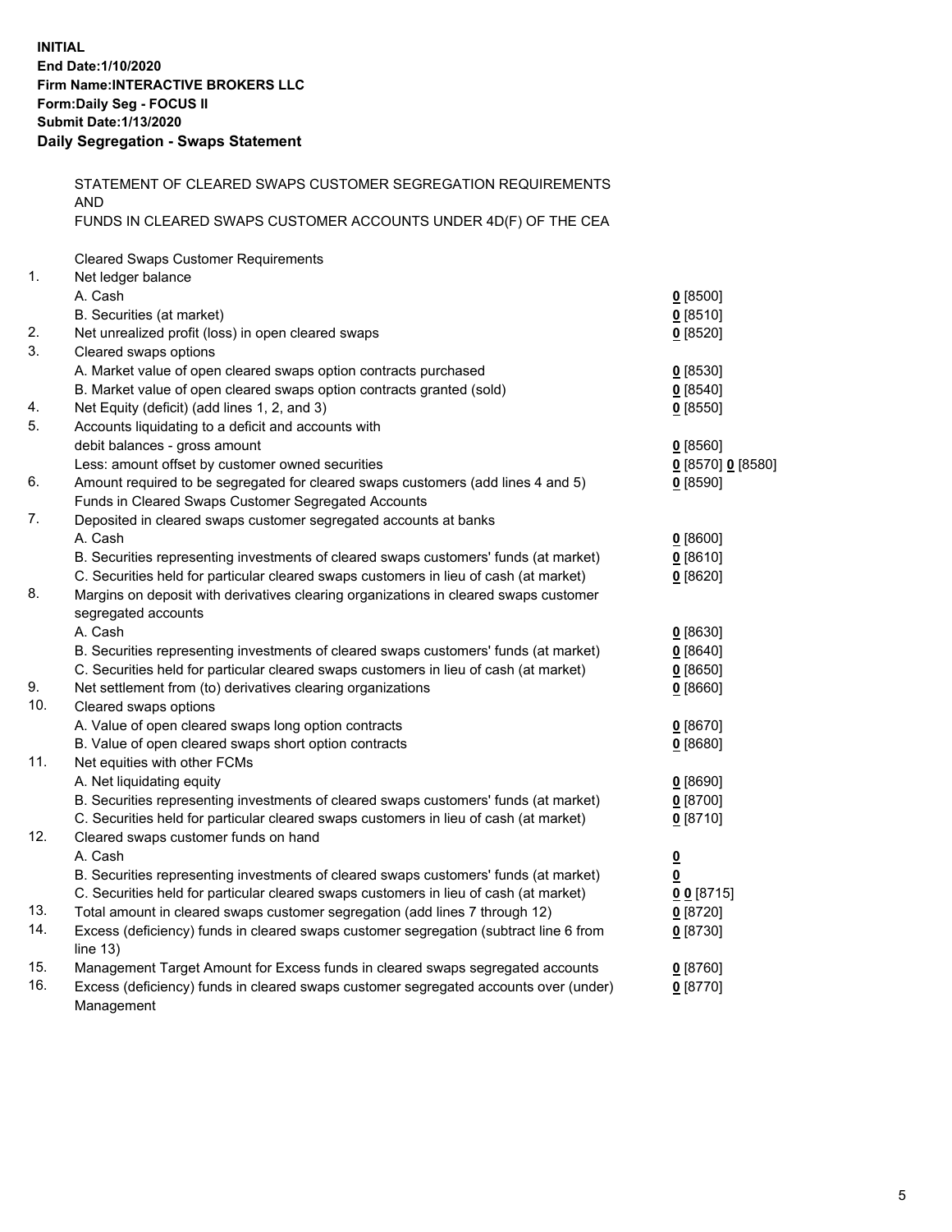**INITIAL**
**End Date:1/10/2020**
**Firm Name:INTERACTIVE BROKERS LLC**
**Form:Daily Seg - FOCUS II**
**Submit Date:1/13/2020**
**Daily Segregation - Swaps Statement**

STATEMENT OF CLEARED SWAPS CUSTOMER SEGREGATION REQUIREMENTS AND FUNDS IN CLEARED SWAPS CUSTOMER ACCOUNTS UNDER 4D(F) OF THE CEA

| | | |
|---|---|---|
| | Cleared Swaps Customer Requirements | |
| 1. | Net ledger balance | |
| | A. Cash | 0 [8500] |
| | B. Securities (at market) | 0 [8510] |
| 2. | Net unrealized profit (loss) in open cleared swaps | 0 [8520] |
| 3. | Cleared swaps options | |
| | A. Market value of open cleared swaps option contracts purchased | 0 [8530] |
| | B. Market value of open cleared swaps option contracts granted (sold) | 0 [8540] |
| 4. | Net Equity (deficit) (add lines 1, 2, and 3) | 0 [8550] |
| 5. | Accounts liquidating to a deficit and accounts with debit balances - gross amount | 0 [8560] |
| | Less: amount offset by customer owned securities | 0 [8570] 0 [8580] |
| 6. | Amount required to be segregated for cleared swaps customers (add lines 4 and 5) | 0 [8590] |
| | Funds in Cleared Swaps Customer Segregated Accounts | |
| 7. | Deposited in cleared swaps customer segregated accounts at banks | |
| | A. Cash | 0 [8600] |
| | B. Securities representing investments of cleared swaps customers' funds (at market) | 0 [8610] |
| | C. Securities held for particular cleared swaps customers in lieu of cash (at market) | 0 [8620] |
| 8. | Margins on deposit with derivatives clearing organizations in cleared swaps customer segregated accounts | |
| | A. Cash | 0 [8630] |
| | B. Securities representing investments of cleared swaps customers' funds (at market) | 0 [8640] |
| | C. Securities held for particular cleared swaps customers in lieu of cash (at market) | 0 [8650] |
| 9. | Net settlement from (to) derivatives clearing organizations | 0 [8660] |
| 10. | Cleared swaps options | |
| | A. Value of open cleared swaps long option contracts | 0 [8670] |
| | B. Value of open cleared swaps short option contracts | 0 [8680] |
| 11. | Net equities with other FCMs | |
| | A. Net liquidating equity | 0 [8690] |
| | B. Securities representing investments of cleared swaps customers' funds (at market) | 0 [8700] |
| | C. Securities held for particular cleared swaps customers in lieu of cash (at market) | 0 [8710] |
| 12. | Cleared swaps customer funds on hand | |
| | A. Cash | 0 |
| | B. Securities representing investments of cleared swaps customers' funds (at market) | 0 |
| | C. Securities held for particular cleared swaps customers in lieu of cash (at market) | 0 0 [8715] |
| 13. | Total amount in cleared swaps customer segregation (add lines 7 through 12) | 0 [8720] |
| 14. | Excess (deficiency) funds in cleared swaps customer segregation (subtract line 6 from line 13) | 0 [8730] |
| 15. | Management Target Amount for Excess funds in cleared swaps segregated accounts | 0 [8760] |
| 16. | Excess (deficiency) funds in cleared swaps customer segregated accounts over (under) Management | 0 [8770] |